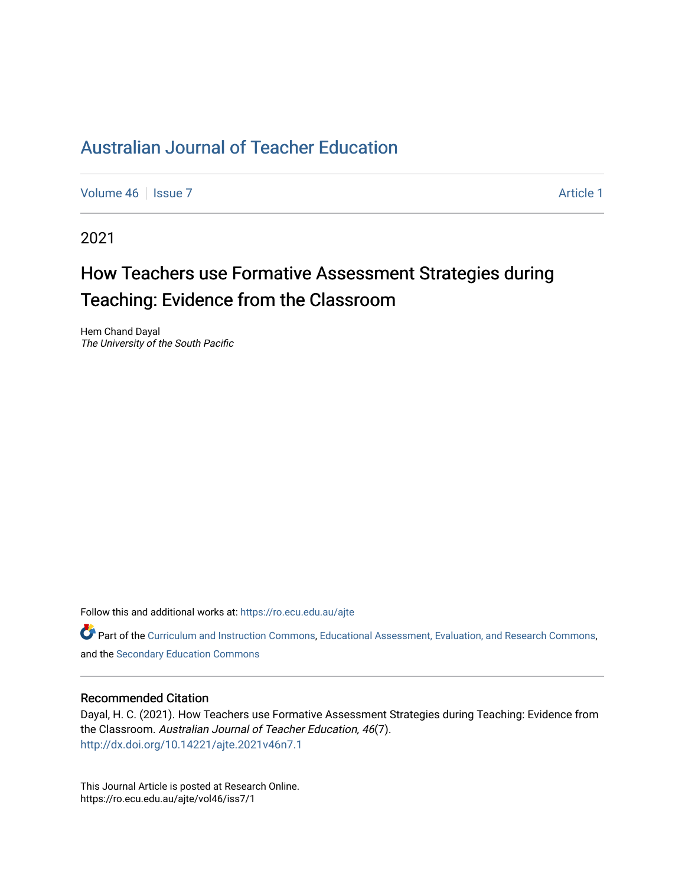# Australian Journal of Teacher Education

Volume 46 | Issue 7 Article 1

2021

## How Teachers use Formative Assessment Strategies during Teaching: Evidence from the Classroom

Hem Chand Dayal
*The University of the South Pacific*

Follow this and additional works at: https://ro.ecu.edu.au/ajte

Part of the Curriculum and Instruction Commons, Educational Assessment, Evaluation, and Research Commons, and the Secondary Education Commons

### Recommended Citation

Dayal, H. C. (2021). How Teachers use Formative Assessment Strategies during Teaching: Evidence from the Classroom. *Australian Journal of Teacher Education, 46*(7).
http://dx.doi.org/10.14221/ajte.2021v46n7.1

This Journal Article is posted at Research Online.
https://ro.ecu.edu.au/ajte/vol46/iss7/1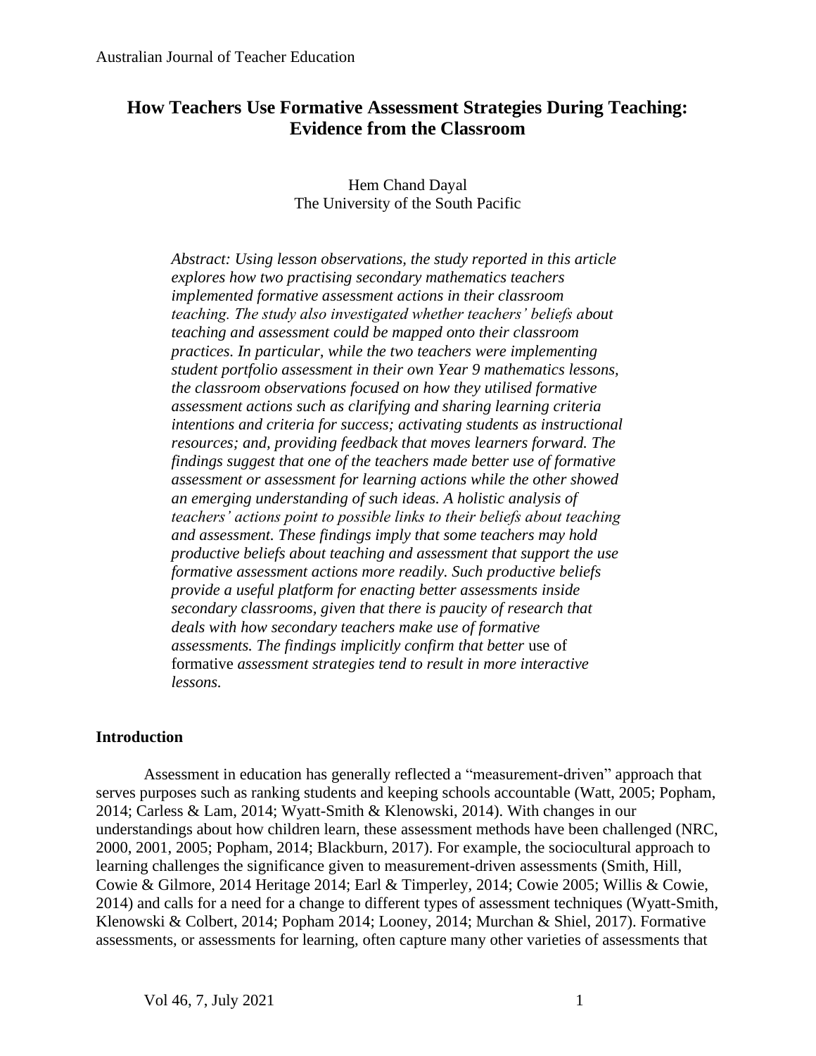# How Teachers Use Formative Assessment Strategies During Teaching: Evidence from the Classroom

Hem Chand Dayal
The University of the South Pacific

*Abstract: Using lesson observations, the study reported in this article explores how two practising secondary mathematics teachers implemented formative assessment actions in their classroom teaching. The study also investigated whether teachers' beliefs about teaching and assessment could be mapped onto their classroom practices. In particular, while the two teachers were implementing student portfolio assessment in their own Year 9 mathematics lessons, the classroom observations focused on how they utilised formative assessment actions such as clarifying and sharing learning criteria intentions and criteria for success; activating students as instructional resources; and, providing feedback that moves learners forward. The findings suggest that one of the teachers made better use of formative assessment or assessment for learning actions while the other showed an emerging understanding of such ideas. A holistic analysis of teachers' actions point to possible links to their beliefs about teaching and assessment. These findings imply that some teachers may hold productive beliefs about teaching and assessment that support the use formative assessment actions more readily. Such productive beliefs provide a useful platform for enacting better assessments inside secondary classrooms, given that there is paucity of research that deals with how secondary teachers make use of formative assessments. The findings implicitly confirm that better* use of formative *assessment strategies tend to result in more interactive lessons.*

## Introduction

Assessment in education has generally reflected a "measurement-driven" approach that serves purposes such as ranking students and keeping schools accountable (Watt, 2005; Popham, 2014; Carless & Lam, 2014; Wyatt-Smith & Klenowski, 2014). With changes in our understandings about how children learn, these assessment methods have been challenged (NRC, 2000, 2001, 2005; Popham, 2014; Blackburn, 2017). For example, the sociocultural approach to learning challenges the significance given to measurement-driven assessments (Smith, Hill, Cowie & Gilmore, 2014 Heritage 2014; Earl & Timperley, 2014; Cowie 2005; Willis & Cowie, 2014) and calls for a need for a change to different types of assessment techniques (Wyatt-Smith, Klenowski & Colbert, 2014; Popham 2014; Looney, 2014; Murchan & Shiel, 2017). Formative assessments, or assessments for learning, often capture many other varieties of assessments that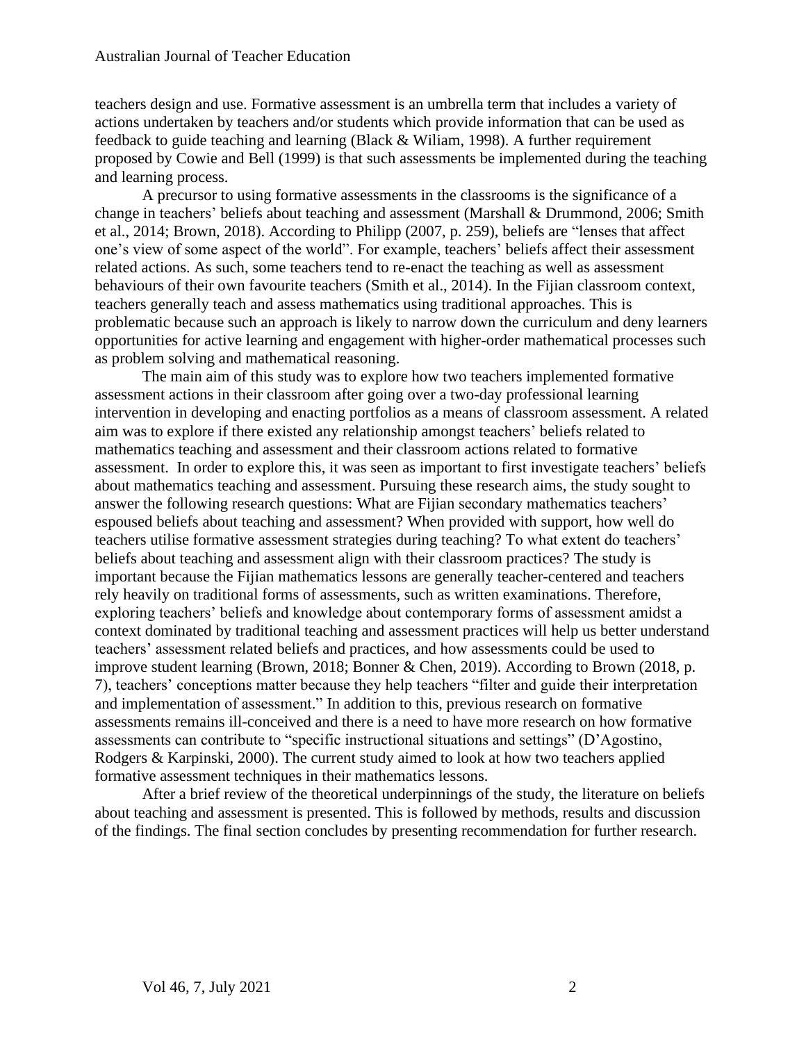teachers design and use. Formative assessment is an umbrella term that includes a variety of actions undertaken by teachers and/or students which provide information that can be used as feedback to guide teaching and learning (Black & Wiliam, 1998). A further requirement proposed by Cowie and Bell (1999) is that such assessments be implemented during the teaching and learning process.

A precursor to using formative assessments in the classrooms is the significance of a change in teachers' beliefs about teaching and assessment (Marshall & Drummond, 2006; Smith et al., 2014; Brown, 2018). According to Philipp (2007, p. 259), beliefs are "lenses that affect one's view of some aspect of the world". For example, teachers' beliefs affect their assessment related actions. As such, some teachers tend to re-enact the teaching as well as assessment behaviours of their own favourite teachers (Smith et al., 2014). In the Fijian classroom context, teachers generally teach and assess mathematics using traditional approaches. This is problematic because such an approach is likely to narrow down the curriculum and deny learners opportunities for active learning and engagement with higher-order mathematical processes such as problem solving and mathematical reasoning.

The main aim of this study was to explore how two teachers implemented formative assessment actions in their classroom after going over a two-day professional learning intervention in developing and enacting portfolios as a means of classroom assessment. A related aim was to explore if there existed any relationship amongst teachers' beliefs related to mathematics teaching and assessment and their classroom actions related to formative assessment. In order to explore this, it was seen as important to first investigate teachers' beliefs about mathematics teaching and assessment. Pursuing these research aims, the study sought to answer the following research questions: What are Fijian secondary mathematics teachers' espoused beliefs about teaching and assessment? When provided with support, how well do teachers utilise formative assessment strategies during teaching? To what extent do teachers' beliefs about teaching and assessment align with their classroom practices? The study is important because the Fijian mathematics lessons are generally teacher-centered and teachers rely heavily on traditional forms of assessments, such as written examinations. Therefore, exploring teachers' beliefs and knowledge about contemporary forms of assessment amidst a context dominated by traditional teaching and assessment practices will help us better understand teachers' assessment related beliefs and practices, and how assessments could be used to improve student learning (Brown, 2018; Bonner & Chen, 2019). According to Brown (2018, p. 7), teachers' conceptions matter because they help teachers "filter and guide their interpretation and implementation of assessment." In addition to this, previous research on formative assessments remains ill-conceived and there is a need to have more research on how formative assessments can contribute to "specific instructional situations and settings" (D'Agostino, Rodgers & Karpinski, 2000). The current study aimed to look at how two teachers applied formative assessment techniques in their mathematics lessons.

After a brief review of the theoretical underpinnings of the study, the literature on beliefs about teaching and assessment is presented. This is followed by methods, results and discussion of the findings. The final section concludes by presenting recommendation for further research.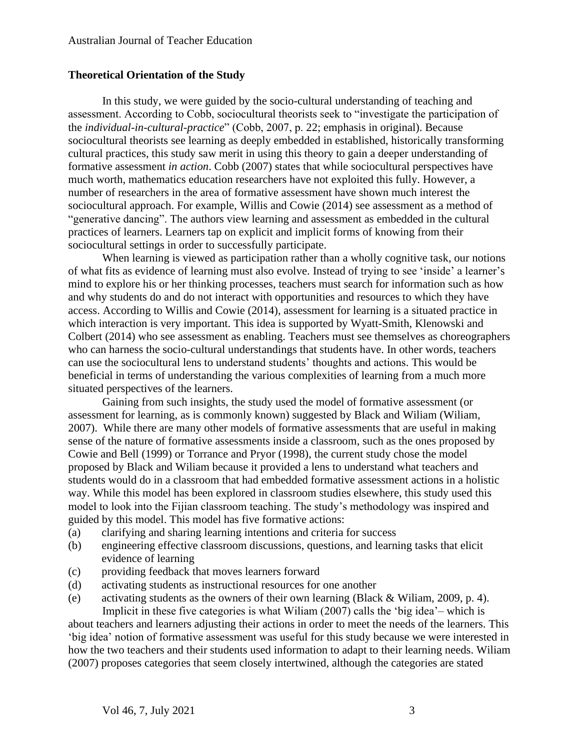## Theoretical Orientation of the Study

In this study, we were guided by the socio-cultural understanding of teaching and assessment. According to Cobb, sociocultural theorists seek to "investigate the participation of the *individual-in-cultural-practice*" (Cobb, 2007, p. 22; emphasis in original). Because sociocultural theorists see learning as deeply embedded in established, historically transforming cultural practices, this study saw merit in using this theory to gain a deeper understanding of formative assessment *in action*. Cobb (2007) states that while sociocultural perspectives have much worth, mathematics education researchers have not exploited this fully. However, a number of researchers in the area of formative assessment have shown much interest the sociocultural approach. For example, Willis and Cowie (2014) see assessment as a method of "generative dancing". The authors view learning and assessment as embedded in the cultural practices of learners. Learners tap on explicit and implicit forms of knowing from their sociocultural settings in order to successfully participate.

When learning is viewed as participation rather than a wholly cognitive task, our notions of what fits as evidence of learning must also evolve. Instead of trying to see 'inside' a learner's mind to explore his or her thinking processes, teachers must search for information such as how and why students do and do not interact with opportunities and resources to which they have access. According to Willis and Cowie (2014), assessment for learning is a situated practice in which interaction is very important. This idea is supported by Wyatt-Smith, Klenowski and Colbert (2014) who see assessment as enabling. Teachers must see themselves as choreographers who can harness the socio-cultural understandings that students have. In other words, teachers can use the sociocultural lens to understand students' thoughts and actions. This would be beneficial in terms of understanding the various complexities of learning from a much more situated perspectives of the learners.

Gaining from such insights, the study used the model of formative assessment (or assessment for learning, as is commonly known) suggested by Black and Wiliam (Wiliam, 2007). While there are many other models of formative assessments that are useful in making sense of the nature of formative assessments inside a classroom, such as the ones proposed by Cowie and Bell (1999) or Torrance and Pryor (1998), the current study chose the model proposed by Black and Wiliam because it provided a lens to understand what teachers and students would do in a classroom that had embedded formative assessment actions in a holistic way. While this model has been explored in classroom studies elsewhere, this study used this model to look into the Fijian classroom teaching. The study's methodology was inspired and guided by this model. This model has five formative actions:

(a) clarifying and sharing learning intentions and criteria for success
(b) engineering effective classroom discussions, questions, and learning tasks that elicit evidence of learning
(c) providing feedback that moves learners forward
(d) activating students as instructional resources for one another
(e) activating students as the owners of their own learning (Black & Wiliam, 2009, p. 4).

Implicit in these five categories is what Wiliam (2007) calls the 'big idea'– which is about teachers and learners adjusting their actions in order to meet the needs of the learners. This 'big idea' notion of formative assessment was useful for this study because we were interested in how the two teachers and their students used information to adapt to their learning needs. Wiliam (2007) proposes categories that seem closely intertwined, although the categories are stated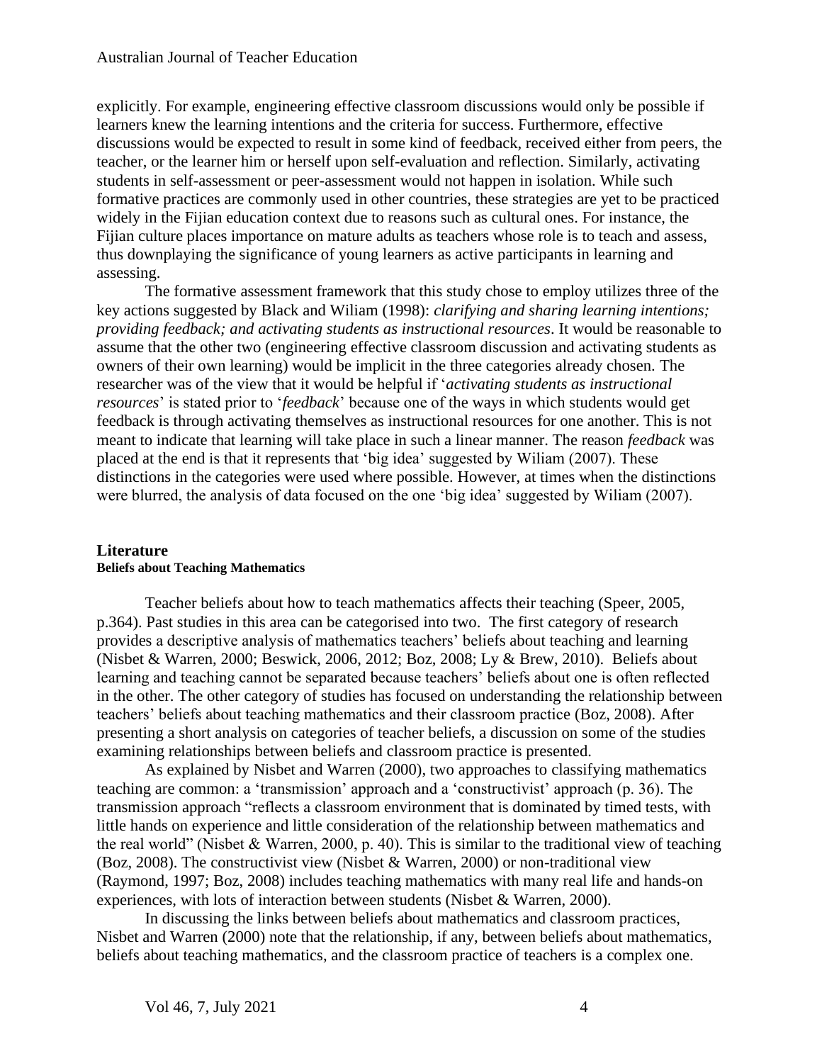explicitly. For example, engineering effective classroom discussions would only be possible if learners knew the learning intentions and the criteria for success. Furthermore, effective discussions would be expected to result in some kind of feedback, received either from peers, the teacher, or the learner him or herself upon self-evaluation and reflection. Similarly, activating students in self-assessment or peer-assessment would not happen in isolation. While such formative practices are commonly used in other countries, these strategies are yet to be practiced widely in the Fijian education context due to reasons such as cultural ones. For instance, the Fijian culture places importance on mature adults as teachers whose role is to teach and assess, thus downplaying the significance of young learners as active participants in learning and assessing.

The formative assessment framework that this study chose to employ utilizes three of the key actions suggested by Black and Wiliam (1998): *clarifying and sharing learning intentions; providing feedback; and activating students as instructional resources*. It would be reasonable to assume that the other two (engineering effective classroom discussion and activating students as owners of their own learning) would be implicit in the three categories already chosen. The researcher was of the view that it would be helpful if '*activating students as instructional resources*' is stated prior to '*feedback*' because one of the ways in which students would get feedback is through activating themselves as instructional resources for one another. This is not meant to indicate that learning will take place in such a linear manner. The reason *feedback* was placed at the end is that it represents that 'big idea' suggested by Wiliam (2007). These distinctions in the categories were used where possible. However, at times when the distinctions were blurred, the analysis of data focused on the one 'big idea' suggested by Wiliam (2007).

## Literature

### Beliefs about Teaching Mathematics

Teacher beliefs about how to teach mathematics affects their teaching (Speer, 2005, p.364). Past studies in this area can be categorised into two. The first category of research provides a descriptive analysis of mathematics teachers' beliefs about teaching and learning (Nisbet & Warren, 2000; Beswick, 2006, 2012; Boz, 2008; Ly & Brew, 2010). Beliefs about learning and teaching cannot be separated because teachers' beliefs about one is often reflected in the other. The other category of studies has focused on understanding the relationship between teachers' beliefs about teaching mathematics and their classroom practice (Boz, 2008). After presenting a short analysis on categories of teacher beliefs, a discussion on some of the studies examining relationships between beliefs and classroom practice is presented.

As explained by Nisbet and Warren (2000), two approaches to classifying mathematics teaching are common: a 'transmission' approach and a 'constructivist' approach (p. 36). The transmission approach "reflects a classroom environment that is dominated by timed tests, with little hands on experience and little consideration of the relationship between mathematics and the real world" (Nisbet & Warren, 2000, p. 40). This is similar to the traditional view of teaching (Boz, 2008). The constructivist view (Nisbet & Warren, 2000) or non-traditional view (Raymond, 1997; Boz, 2008) includes teaching mathematics with many real life and hands-on experiences, with lots of interaction between students (Nisbet & Warren, 2000).

In discussing the links between beliefs about mathematics and classroom practices, Nisbet and Warren (2000) note that the relationship, if any, between beliefs about mathematics, beliefs about teaching mathematics, and the classroom practice of teachers is a complex one.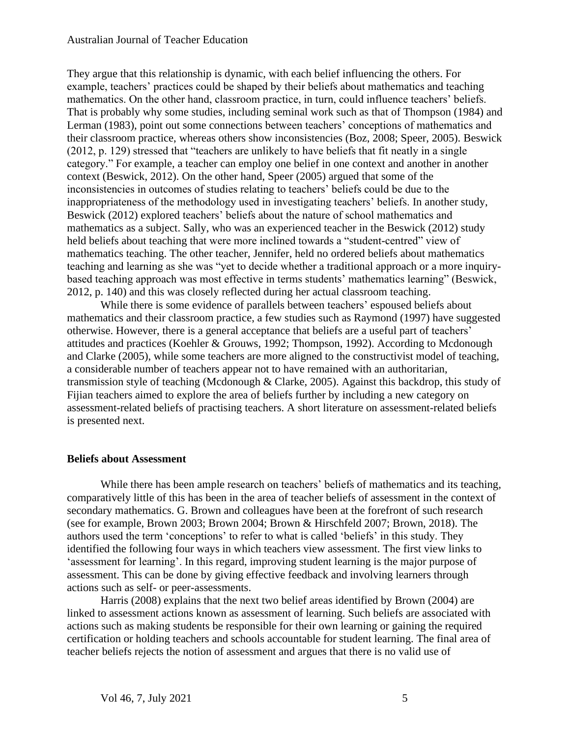They argue that this relationship is dynamic, with each belief influencing the others. For example, teachers' practices could be shaped by their beliefs about mathematics and teaching mathematics. On the other hand, classroom practice, in turn, could influence teachers' beliefs. That is probably why some studies, including seminal work such as that of Thompson (1984) and Lerman (1983), point out some connections between teachers' conceptions of mathematics and their classroom practice, whereas others show inconsistencies (Boz, 2008; Speer, 2005). Beswick (2012, p. 129) stressed that "teachers are unlikely to have beliefs that fit neatly in a single category." For example, a teacher can employ one belief in one context and another in another context (Beswick, 2012). On the other hand, Speer (2005) argued that some of the inconsistencies in outcomes of studies relating to teachers' beliefs could be due to the inappropriateness of the methodology used in investigating teachers' beliefs. In another study, Beswick (2012) explored teachers' beliefs about the nature of school mathematics and mathematics as a subject. Sally, who was an experienced teacher in the Beswick (2012) study held beliefs about teaching that were more inclined towards a "student-centred" view of mathematics teaching. The other teacher, Jennifer, held no ordered beliefs about mathematics teaching and learning as she was "yet to decide whether a traditional approach or a more inquiry-based teaching approach was most effective in terms students' mathematics learning" (Beswick, 2012, p. 140) and this was closely reflected during her actual classroom teaching.

While there is some evidence of parallels between teachers' espoused beliefs about mathematics and their classroom practice, a few studies such as Raymond (1997) have suggested otherwise. However, there is a general acceptance that beliefs are a useful part of teachers' attitudes and practices (Koehler & Grouws, 1992; Thompson, 1992). According to Mcdonough and Clarke (2005), while some teachers are more aligned to the constructivist model of teaching, a considerable number of teachers appear not to have remained with an authoritarian, transmission style of teaching (Mcdonough & Clarke, 2005). Against this backdrop, this study of Fijian teachers aimed to explore the area of beliefs further by including a new category on assessment-related beliefs of practising teachers. A short literature on assessment-related beliefs is presented next.

## Beliefs about Assessment

While there has been ample research on teachers' beliefs of mathematics and its teaching, comparatively little of this has been in the area of teacher beliefs of assessment in the context of secondary mathematics. G. Brown and colleagues have been at the forefront of such research (see for example, Brown 2003; Brown 2004; Brown & Hirschfeld 2007; Brown, 2018). The authors used the term 'conceptions' to refer to what is called 'beliefs' in this study. They identified the following four ways in which teachers view assessment. The first view links to 'assessment for learning'. In this regard, improving student learning is the major purpose of assessment. This can be done by giving effective feedback and involving learners through actions such as self- or peer-assessments.

Harris (2008) explains that the next two belief areas identified by Brown (2004) are linked to assessment actions known as assessment of learning. Such beliefs are associated with actions such as making students be responsible for their own learning or gaining the required certification or holding teachers and schools accountable for student learning. The final area of teacher beliefs rejects the notion of assessment and argues that there is no valid use of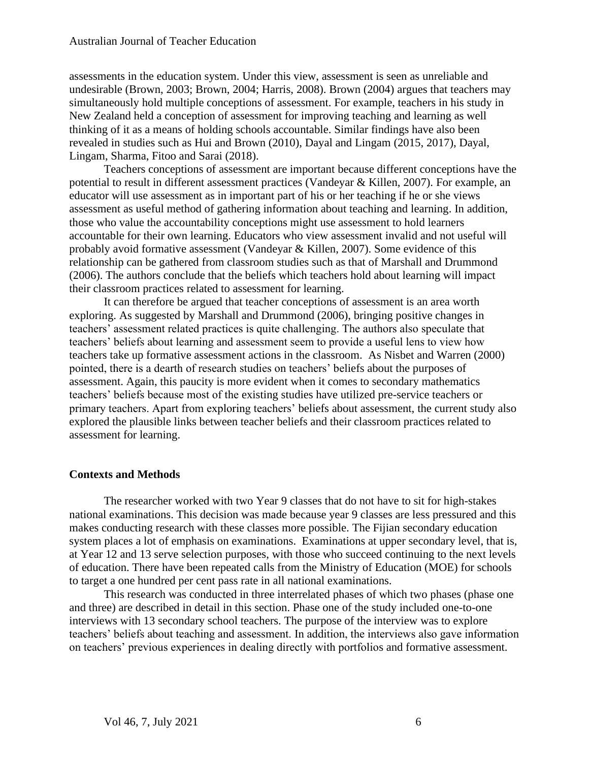assessments in the education system. Under this view, assessment is seen as unreliable and undesirable (Brown, 2003; Brown, 2004; Harris, 2008). Brown (2004) argues that teachers may simultaneously hold multiple conceptions of assessment. For example, teachers in his study in New Zealand held a conception of assessment for improving teaching and learning as well thinking of it as a means of holding schools accountable. Similar findings have also been revealed in studies such as Hui and Brown (2010), Dayal and Lingam (2015, 2017), Dayal, Lingam, Sharma, Fitoo and Sarai (2018).

Teachers conceptions of assessment are important because different conceptions have the potential to result in different assessment practices (Vandeyar & Killen, 2007). For example, an educator will use assessment as in important part of his or her teaching if he or she views assessment as useful method of gathering information about teaching and learning. In addition, those who value the accountability conceptions might use assessment to hold learners accountable for their own learning. Educators who view assessment invalid and not useful will probably avoid formative assessment (Vandeyar & Killen, 2007). Some evidence of this relationship can be gathered from classroom studies such as that of Marshall and Drummond (2006). The authors conclude that the beliefs which teachers hold about learning will impact their classroom practices related to assessment for learning.

It can therefore be argued that teacher conceptions of assessment is an area worth exploring. As suggested by Marshall and Drummond (2006), bringing positive changes in teachers' assessment related practices is quite challenging. The authors also speculate that teachers' beliefs about learning and assessment seem to provide a useful lens to view how teachers take up formative assessment actions in the classroom. As Nisbet and Warren (2000) pointed, there is a dearth of research studies on teachers' beliefs about the purposes of assessment. Again, this paucity is more evident when it comes to secondary mathematics teachers' beliefs because most of the existing studies have utilized pre-service teachers or primary teachers. Apart from exploring teachers' beliefs about assessment, the current study also explored the plausible links between teacher beliefs and their classroom practices related to assessment for learning.

## Contexts and Methods

The researcher worked with two Year 9 classes that do not have to sit for high-stakes national examinations. This decision was made because year 9 classes are less pressured and this makes conducting research with these classes more possible. The Fijian secondary education system places a lot of emphasis on examinations. Examinations at upper secondary level, that is, at Year 12 and 13 serve selection purposes, with those who succeed continuing to the next levels of education. There have been repeated calls from the Ministry of Education (MOE) for schools to target a one hundred per cent pass rate in all national examinations.

This research was conducted in three interrelated phases of which two phases (phase one and three) are described in detail in this section. Phase one of the study included one-to-one interviews with 13 secondary school teachers. The purpose of the interview was to explore teachers' beliefs about teaching and assessment. In addition, the interviews also gave information on teachers' previous experiences in dealing directly with portfolios and formative assessment.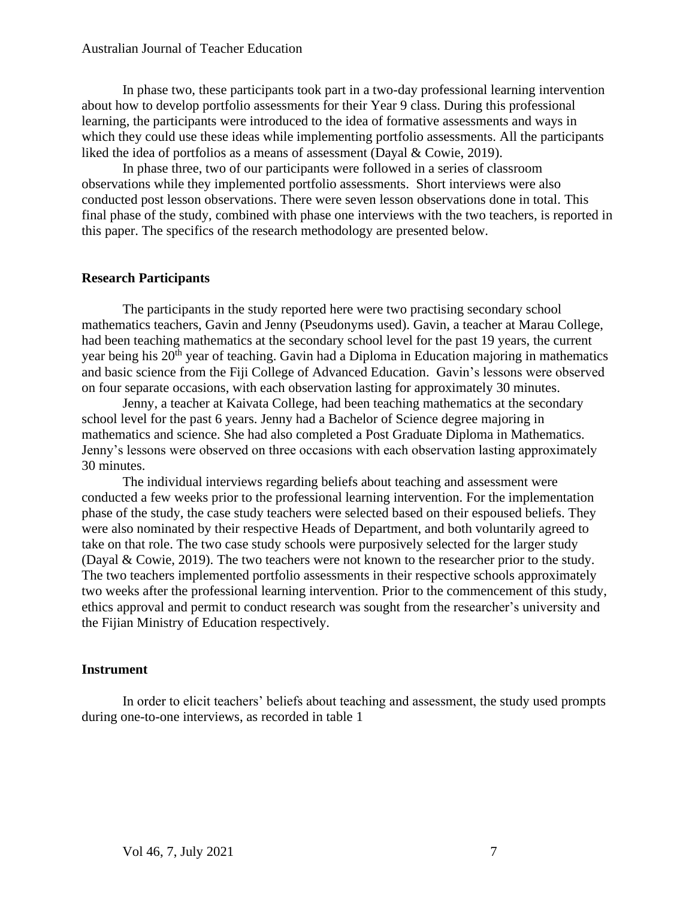In phase two, these participants took part in a two-day professional learning intervention about how to develop portfolio assessments for their Year 9 class. During this professional learning, the participants were introduced to the idea of formative assessments and ways in which they could use these ideas while implementing portfolio assessments. All the participants liked the idea of portfolios as a means of assessment (Dayal & Cowie, 2019).

In phase three, two of our participants were followed in a series of classroom observations while they implemented portfolio assessments. Short interviews were also conducted post lesson observations. There were seven lesson observations done in total. This final phase of the study, combined with phase one interviews with the two teachers, is reported in this paper. The specifics of the research methodology are presented below.

## Research Participants

The participants in the study reported here were two practising secondary school mathematics teachers, Gavin and Jenny (Pseudonyms used). Gavin, a teacher at Marau College, had been teaching mathematics at the secondary school level for the past 19 years, the current year being his 20th year of teaching. Gavin had a Diploma in Education majoring in mathematics and basic science from the Fiji College of Advanced Education. Gavin's lessons were observed on four separate occasions, with each observation lasting for approximately 30 minutes.

Jenny, a teacher at Kaivata College, had been teaching mathematics at the secondary school level for the past 6 years. Jenny had a Bachelor of Science degree majoring in mathematics and science. She had also completed a Post Graduate Diploma in Mathematics. Jenny's lessons were observed on three occasions with each observation lasting approximately 30 minutes.

The individual interviews regarding beliefs about teaching and assessment were conducted a few weeks prior to the professional learning intervention. For the implementation phase of the study, the case study teachers were selected based on their espoused beliefs. They were also nominated by their respective Heads of Department, and both voluntarily agreed to take on that role. The two case study schools were purposively selected for the larger study (Dayal & Cowie, 2019). The two teachers were not known to the researcher prior to the study. The two teachers implemented portfolio assessments in their respective schools approximately two weeks after the professional learning intervention. Prior to the commencement of this study, ethics approval and permit to conduct research was sought from the researcher's university and the Fijian Ministry of Education respectively.

## Instrument

In order to elicit teachers' beliefs about teaching and assessment, the study used prompts during one-to-one interviews, as recorded in table 1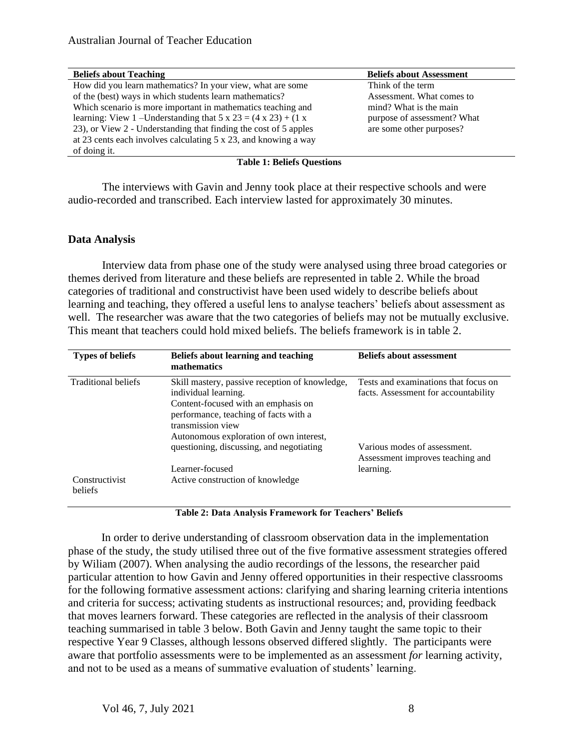| Beliefs about Teaching | Beliefs about Assessment |
|---|---|
| How did you learn mathematics? In your view, what are some of the (best) ways in which students learn mathematics? Which scenario is more important in mathematics teaching and learning: View 1 –Understanding that $5 \times 23 = (4 \times 23) + (1 \times 23)$, or View 2 - Understanding that finding the cost of 5 apples at 23 cents each involves calculating $5 \times 23$, and knowing a way of doing it. | Think of the term Assessment. What comes to mind? What is the main purpose of assessment? What are some other purposes? |

**Table 1: Beliefs Questions**

The interviews with Gavin and Jenny took place at their respective schools and were audio-recorded and transcribed. Each interview lasted for approximately 30 minutes.

## Data Analysis

Interview data from phase one of the study were analysed using three broad categories or themes derived from literature and these beliefs are represented in table 2. While the broad categories of traditional and constructivist have been used widely to describe beliefs about learning and teaching, they offered a useful lens to analyse teachers' beliefs about assessment as well. The researcher was aware that the two categories of beliefs may not be mutually exclusive. This meant that teachers could hold mixed beliefs. The beliefs framework is in table 2.

| Types of beliefs | Beliefs about learning and teaching mathematics | Beliefs about assessment |
|---|---|---|
| Traditional beliefs | Skill mastery, passive reception of knowledge, individual learning. Content-focused with an emphasis on performance, teaching of facts with a transmission view | Tests and examinations that focus on facts. Assessment for accountability |
| Constructivist beliefs | Autonomous exploration of own interest, questioning, discussing, and negotiating Learner-focused Active construction of knowledge | Various modes of assessment. Assessment improves teaching and learning. |

**Table 2: Data Analysis Framework for Teachers' Beliefs**

In order to derive understanding of classroom observation data in the implementation phase of the study, the study utilised three out of the five formative assessment strategies offered by Wiliam (2007). When analysing the audio recordings of the lessons, the researcher paid particular attention to how Gavin and Jenny offered opportunities in their respective classrooms for the following formative assessment actions: clarifying and sharing learning criteria intentions and criteria for success; activating students as instructional resources; and, providing feedback that moves learners forward. These categories are reflected in the analysis of their classroom teaching summarised in table 3 below. Both Gavin and Jenny taught the same topic to their respective Year 9 Classes, although lessons observed differed slightly. The participants were aware that portfolio assessments were to be implemented as an assessment *for* learning activity, and not to be used as a means of summative evaluation of students' learning.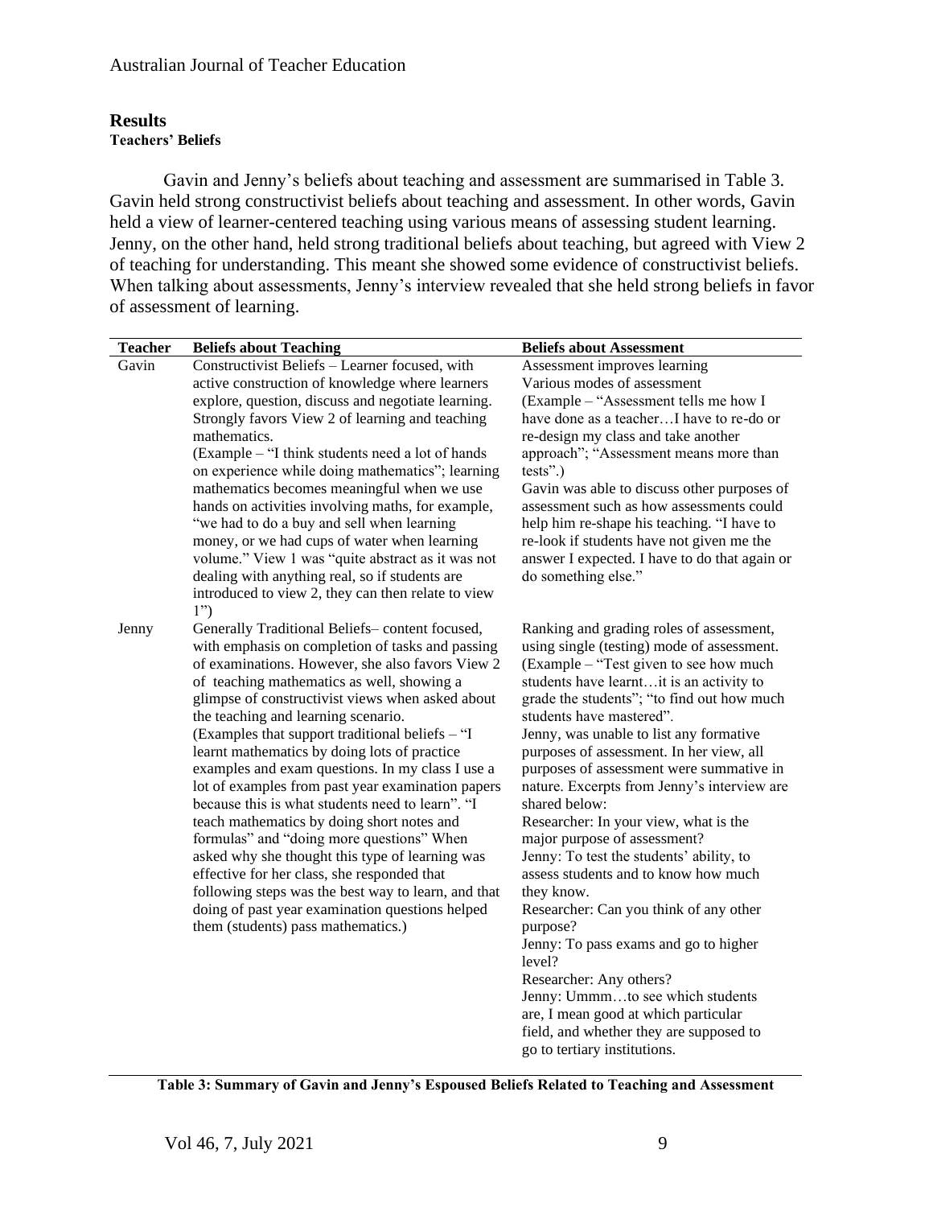## Results

### Teachers' Beliefs

Gavin and Jenny's beliefs about teaching and assessment are summarised in Table 3. Gavin held strong constructivist beliefs about teaching and assessment. In other words, Gavin held a view of learner-centered teaching using various means of assessing student learning. Jenny, on the other hand, held strong traditional beliefs about teaching, but agreed with View 2 of teaching for understanding. This meant she showed some evidence of constructivist beliefs. When talking about assessments, Jenny's interview revealed that she held strong beliefs in favor of assessment of learning.

| Teacher | Beliefs about Teaching | Beliefs about Assessment |
|---|---|---|
| Gavin | Constructivist Beliefs – Learner focused, with active construction of knowledge where learners explore, question, discuss and negotiate learning. Strongly favors View 2 of learning and teaching mathematics. (Example – "I think students need a lot of hands on experience while doing mathematics"; learning mathematics becomes meaningful when we use hands on activities involving maths, for example, "we had to do a buy and sell when learning money, or we had cups of water when learning volume." View 1 was "quite abstract as it was not dealing with anything real, so if students are introduced to view 2, they can then relate to view 1") | Assessment improves learning Various modes of assessment (Example – "Assessment tells me how I have done as a teacher…I have to re-do or re-design my class and take another approach"; "Assessment means more than tests".) Gavin was able to discuss other purposes of assessment such as how assessments could help him re-shape his teaching. "I have to re-look if students have not given me the answer I expected. I have to do that again or do something else." |
| Jenny | Generally Traditional Beliefs– content focused, with emphasis on completion of tasks and passing of examinations. However, she also favors View 2 of teaching mathematics as well, showing a glimpse of constructivist views when asked about the teaching and learning scenario. (Examples that support traditional beliefs – "I learnt mathematics by doing lots of practice examples and exam questions. In my class I use a lot of examples from past year examination papers because this is what students need to learn". "I teach mathematics by doing short notes and formulas" and "doing more questions" When asked why she thought this type of learning was effective for her class, she responded that following steps was the best way to learn, and that doing of past year examination questions helped them (students) pass mathematics.) | Ranking and grading roles of assessment, using single (testing) mode of assessment. (Example – "Test given to see how much students have learnt…it is an activity to grade the students"; "to find out how much students have mastered". Jenny, was unable to list any formative purposes of assessment. In her view, all purposes of assessment were summative in nature. Excerpts from Jenny's interview are shared below: Researcher: In your view, what is the major purpose of assessment? Jenny: To test the students' ability, to assess students and to know how much they know. Researcher: Can you think of any other purpose? Jenny: To pass exams and go to higher level? Researcher: Any others? Jenny: Ummm…to see which students are, I mean good at which particular field, and whether they are supposed to go to tertiary institutions. |

**Table 3: Summary of Gavin and Jenny's Espoused Beliefs Related to Teaching and Assessment**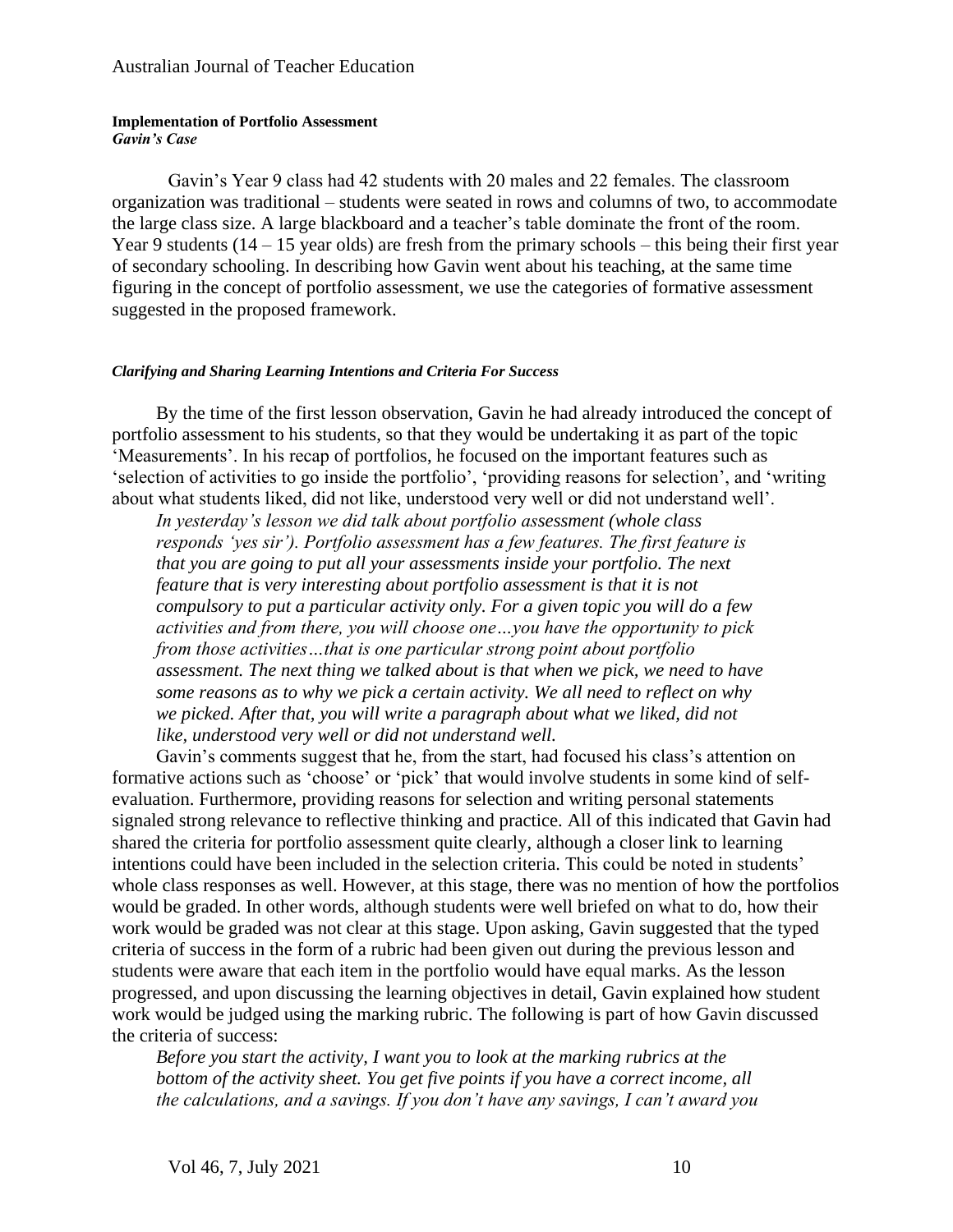#### **Implementation of Portfolio Assessment**
***Gavin's Case***

Gavin's Year 9 class had 42 students with 20 males and 22 females. The classroom organization was traditional – students were seated in rows and columns of two, to accommodate the large class size. A large blackboard and a teacher's table dominate the front of the room. Year 9 students (14 – 15 year olds) are fresh from the primary schools – this being their first year of secondary schooling. In describing how Gavin went about his teaching, at the same time figuring in the concept of portfolio assessment, we use the categories of formative assessment suggested in the proposed framework.

##### ***Clarifying and Sharing Learning Intentions and Criteria For Success***

By the time of the first lesson observation, Gavin he had already introduced the concept of portfolio assessment to his students, so that they would be undertaking it as part of the topic 'Measurements'. In his recap of portfolios, he focused on the important features such as 'selection of activities to go inside the portfolio', 'providing reasons for selection', and 'writing about what students liked, did not like, understood very well or did not understand well'.

> *In yesterday's lesson we did talk about portfolio assessment (whole class responds 'yes sir'). Portfolio assessment has a few features. The first feature is that you are going to put all your assessments inside your portfolio. The next feature that is very interesting about portfolio assessment is that it is not compulsory to put a particular activity only. For a given topic you will do a few activities and from there, you will choose one…you have the opportunity to pick from those activities…that is one particular strong point about portfolio assessment. The next thing we talked about is that when we pick, we need to have some reasons as to why we pick a certain activity. We all need to reflect on why we picked. After that, you will write a paragraph about what we liked, did not like, understood very well or did not understand well.*

Gavin's comments suggest that he, from the start, had focused his class's attention on formative actions such as 'choose' or 'pick' that would involve students in some kind of self-evaluation. Furthermore, providing reasons for selection and writing personal statements signaled strong relevance to reflective thinking and practice. All of this indicated that Gavin had shared the criteria for portfolio assessment quite clearly, although a closer link to learning intentions could have been included in the selection criteria. This could be noted in students' whole class responses as well. However, at this stage, there was no mention of how the portfolios would be graded. In other words, although students were well briefed on what to do, how their work would be graded was not clear at this stage. Upon asking, Gavin suggested that the typed criteria of success in the form of a rubric had been given out during the previous lesson and students were aware that each item in the portfolio would have equal marks. As the lesson progressed, and upon discussing the learning objectives in detail, Gavin explained how student work would be judged using the marking rubric. The following is part of how Gavin discussed the criteria of success:

> *Before you start the activity, I want you to look at the marking rubrics at the bottom of the activity sheet. You get five points if you have a correct income, all the calculations, and a savings. If you don't have any savings, I can't award you*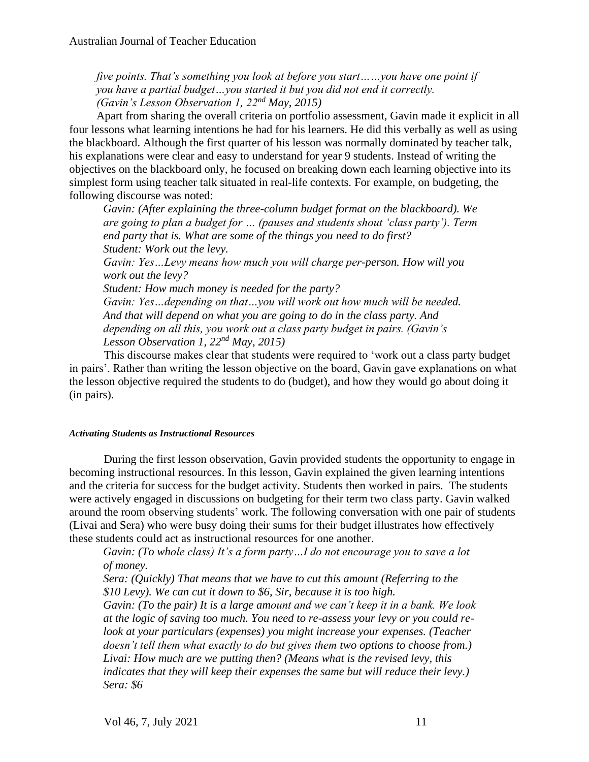*five points. That's something you look at before you start……you have one point if you have a partial budget…you started it but you did not end it correctly. (Gavin's Lesson Observation 1, 22nd May, 2015)*

Apart from sharing the overall criteria on portfolio assessment, Gavin made it explicit in all four lessons what learning intentions he had for his learners. He did this verbally as well as using the blackboard. Although the first quarter of his lesson was normally dominated by teacher talk, his explanations were clear and easy to understand for year 9 students. Instead of writing the objectives on the blackboard only, he focused on breaking down each learning objective into its simplest form using teacher talk situated in real-life contexts. For example, on budgeting, the following discourse was noted:

> *Gavin: (After explaining the three-column budget format on the blackboard). We are going to plan a budget for … (pauses and students shout 'class party'). Term end party that is. What are some of the things you need to do first?*
> *Student: Work out the levy.*
> *Gavin: Yes…Levy means how much you will charge per-person. How will you work out the levy?*
> *Student: How much money is needed for the party?*
> *Gavin: Yes…depending on that…you will work out how much will be needed. And that will depend on what you are going to do in the class party. And depending on all this, you work out a class party budget in pairs. (Gavin's Lesson Observation 1, 22nd May, 2015)*

This discourse makes clear that students were required to 'work out a class party budget in pairs'. Rather than writing the lesson objective on the board, Gavin gave explanations on what the lesson objective required the students to do (budget), and how they would go about doing it (in pairs).

#### *Activating Students as Instructional Resources*

During the first lesson observation, Gavin provided students the opportunity to engage in becoming instructional resources. In this lesson, Gavin explained the given learning intentions and the criteria for success for the budget activity. Students then worked in pairs. The students were actively engaged in discussions on budgeting for their term two class party. Gavin walked around the room observing students' work. The following conversation with one pair of students (Livai and Sera) who were busy doing their sums for their budget illustrates how effectively these students could act as instructional resources for one another.

> *Gavin: (To whole class) It's a form party…I do not encourage you to save a lot of money.*
> *Sera: (Quickly) That means that we have to cut this amount (Referring to the $10 Levy). We can cut it down to $6, Sir, because it is too high.*
> *Gavin: (To the pair) It is a large amount and we can't keep it in a bank. We look at the logic of saving too much. You need to re-assess your levy or you could re-look at your particulars (expenses) you might increase your expenses. (Teacher doesn't tell them what exactly to do but gives them two options to choose from.)*
> *Livai: How much are we putting then? (Means what is the revised levy, this indicates that they will keep their expenses the same but will reduce their levy.)*
> *Sera: $6*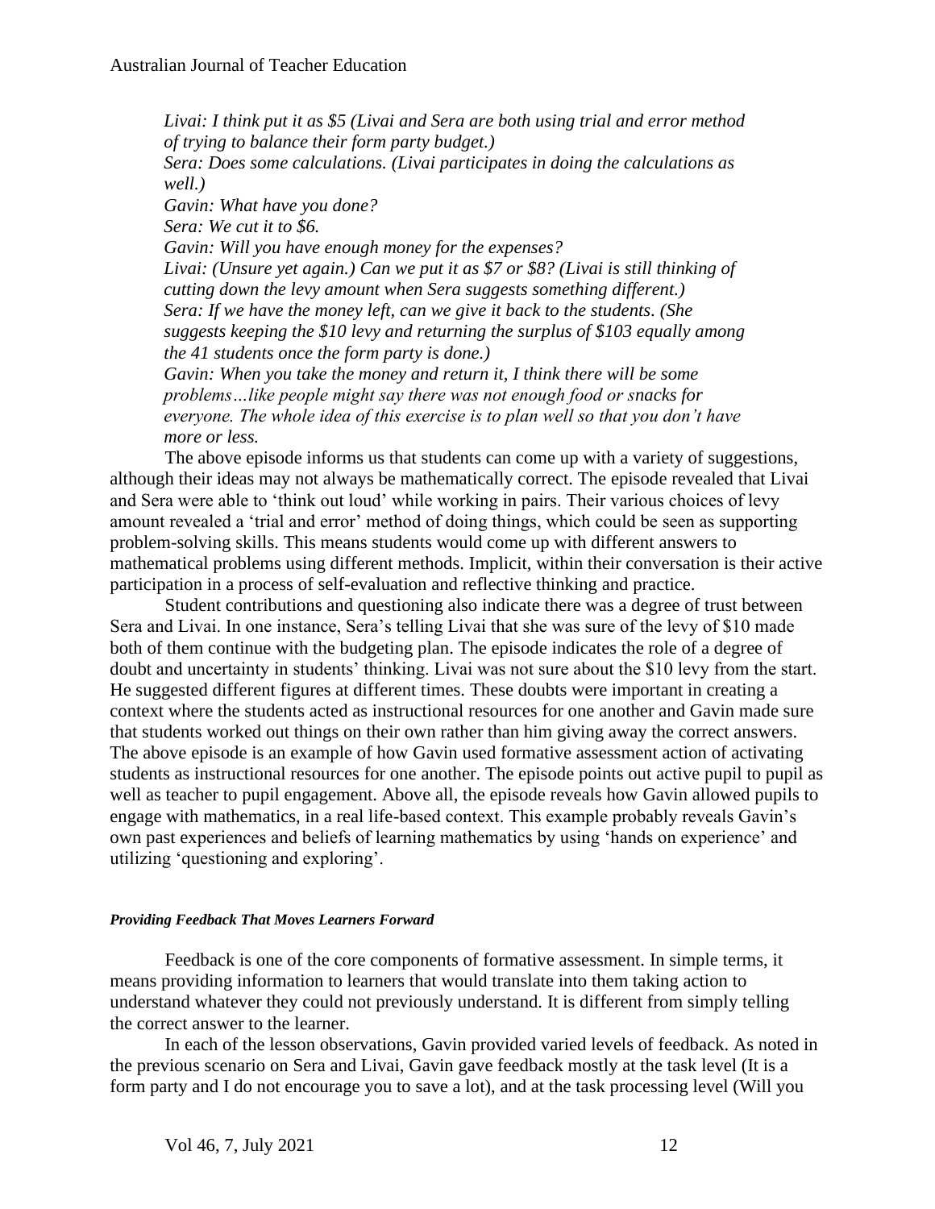*Livai: I think put it as $5 (Livai and Sera are both using trial and error method of trying to balance their form party budget.)*
*Sera: Does some calculations. (Livai participates in doing the calculations as well.)*
*Gavin: What have you done?*
*Sera: We cut it to $6.*
*Gavin: Will you have enough money for the expenses?*
*Livai: (Unsure yet again.) Can we put it as $7 or $8? (Livai is still thinking of cutting down the levy amount when Sera suggests something different.)*
*Sera: If we have the money left, can we give it back to the students. (She suggests keeping the $10 levy and returning the surplus of $103 equally among the 41 students once the form party is done.)*
*Gavin: When you take the money and return it, I think there will be some problems…like people might say there was not enough food or snacks for everyone. The whole idea of this exercise is to plan well so that you don't have more or less.*

The above episode informs us that students can come up with a variety of suggestions, although their ideas may not always be mathematically correct. The episode revealed that Livai and Sera were able to 'think out loud' while working in pairs. Their various choices of levy amount revealed a 'trial and error' method of doing things, which could be seen as supporting problem-solving skills. This means students would come up with different answers to mathematical problems using different methods. Implicit, within their conversation is their active participation in a process of self-evaluation and reflective thinking and practice.

Student contributions and questioning also indicate there was a degree of trust between Sera and Livai. In one instance, Sera's telling Livai that she was sure of the levy of $10 made both of them continue with the budgeting plan. The episode indicates the role of a degree of doubt and uncertainty in students' thinking. Livai was not sure about the $10 levy from the start. He suggested different figures at different times. These doubts were important in creating a context where the students acted as instructional resources for one another and Gavin made sure that students worked out things on their own rather than him giving away the correct answers. The above episode is an example of how Gavin used formative assessment action of activating students as instructional resources for one another. The episode points out active pupil to pupil as well as teacher to pupil engagement. Above all, the episode reveals how Gavin allowed pupils to engage with mathematics, in a real life-based context. This example probably reveals Gavin's own past experiences and beliefs of learning mathematics by using 'hands on experience' and utilizing 'questioning and exploring'.

#### *Providing Feedback That Moves Learners Forward*

Feedback is one of the core components of formative assessment. In simple terms, it means providing information to learners that would translate into them taking action to understand whatever they could not previously understand. It is different from simply telling the correct answer to the learner.

In each of the lesson observations, Gavin provided varied levels of feedback. As noted in the previous scenario on Sera and Livai, Gavin gave feedback mostly at the task level (It is a form party and I do not encourage you to save a lot), and at the task processing level (Will you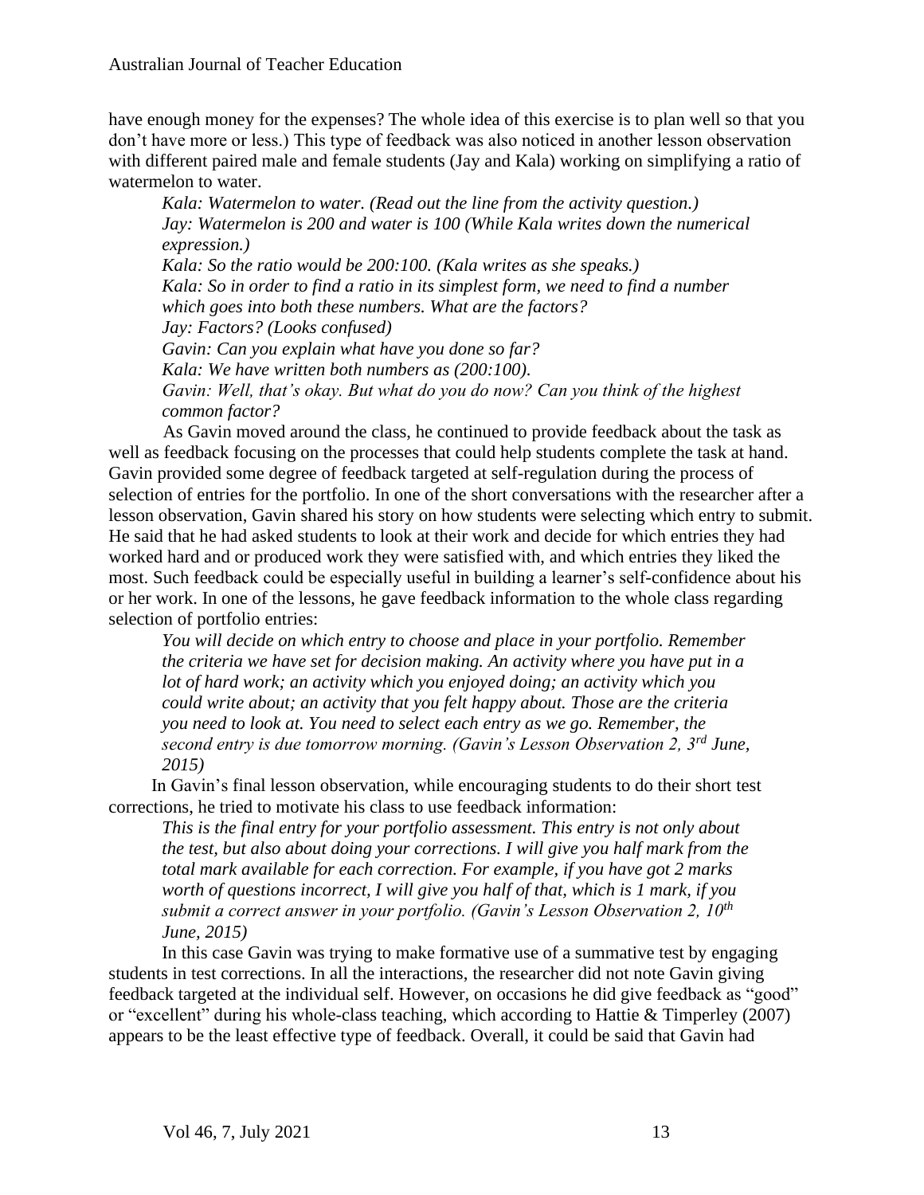have enough money for the expenses? The whole idea of this exercise is to plan well so that you don't have more or less.) This type of feedback was also noticed in another lesson observation with different paired male and female students (Jay and Kala) working on simplifying a ratio of watermelon to water.

> *Kala: Watermelon to water. (Read out the line from the activity question.)*
> *Jay: Watermelon is 200 and water is 100 (While Kala writes down the numerical expression.)*
> *Kala: So the ratio would be 200:100. (Kala writes as she speaks.)*
> *Kala: So in order to find a ratio in its simplest form, we need to find a number which goes into both these numbers. What are the factors?*
> *Jay: Factors? (Looks confused)*
> *Gavin: Can you explain what have you done so far?*
> *Kala: We have written both numbers as (200:100).*
> *Gavin: Well, that's okay. But what do you do now? Can you think of the highest common factor?*

As Gavin moved around the class, he continued to provide feedback about the task as well as feedback focusing on the processes that could help students complete the task at hand. Gavin provided some degree of feedback targeted at self-regulation during the process of selection of entries for the portfolio. In one of the short conversations with the researcher after a lesson observation, Gavin shared his story on how students were selecting which entry to submit. He said that he had asked students to look at their work and decide for which entries they had worked hard and or produced work they were satisfied with, and which entries they liked the most. Such feedback could be especially useful in building a learner's self-confidence about his or her work. In one of the lessons, he gave feedback information to the whole class regarding selection of portfolio entries:

> *You will decide on which entry to choose and place in your portfolio. Remember the criteria we have set for decision making. An activity where you have put in a lot of hard work; an activity which you enjoyed doing; an activity which you could write about; an activity that you felt happy about. Those are the criteria you need to look at. You need to select each entry as we go. Remember, the second entry is due tomorrow morning. (Gavin's Lesson Observation 2, 3rd June, 2015)*

In Gavin's final lesson observation, while encouraging students to do their short test corrections, he tried to motivate his class to use feedback information:

> *This is the final entry for your portfolio assessment. This entry is not only about the test, but also about doing your corrections. I will give you half mark from the total mark available for each correction. For example, if you have got 2 marks worth of questions incorrect, I will give you half of that, which is 1 mark, if you submit a correct answer in your portfolio. (Gavin's Lesson Observation 2, 10th June, 2015)*

In this case Gavin was trying to make formative use of a summative test by engaging students in test corrections. In all the interactions, the researcher did not note Gavin giving feedback targeted at the individual self. However, on occasions he did give feedback as "good" or "excellent" during his whole-class teaching, which according to Hattie & Timperley (2007) appears to be the least effective type of feedback. Overall, it could be said that Gavin had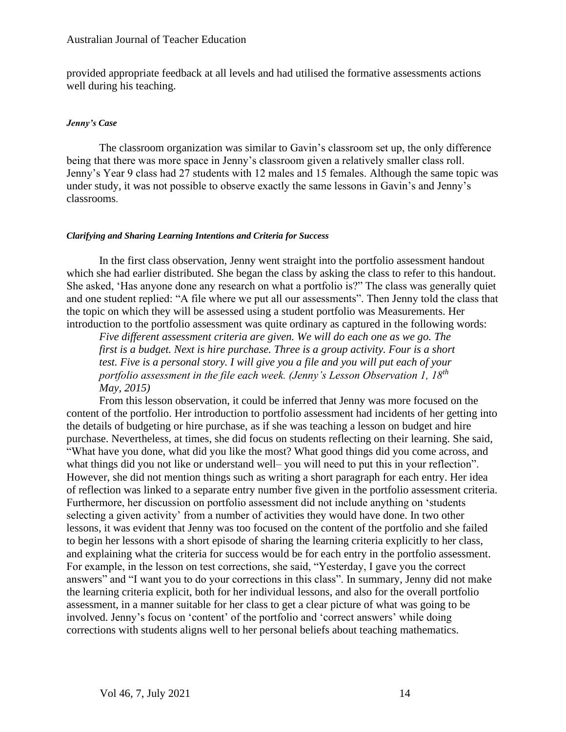provided appropriate feedback at all levels and had utilised the formative assessments actions well during his teaching.

#### *Jenny's Case*

The classroom organization was similar to Gavin's classroom set up, the only difference being that there was more space in Jenny's classroom given a relatively smaller class roll. Jenny's Year 9 class had 27 students with 12 males and 15 females. Although the same topic was under study, it was not possible to observe exactly the same lessons in Gavin's and Jenny's classrooms.

#### *Clarifying and Sharing Learning Intentions and Criteria for Success*

In the first class observation, Jenny went straight into the portfolio assessment handout which she had earlier distributed. She began the class by asking the class to refer to this handout. She asked, 'Has anyone done any research on what a portfolio is?" The class was generally quiet and one student replied: "A file where we put all our assessments". Then Jenny told the class that the topic on which they will be assessed using a student portfolio was Measurements. Her introduction to the portfolio assessment was quite ordinary as captured in the following words:

> *Five different assessment criteria are given. We will do each one as we go. The first is a budget. Next is hire purchase. Three is a group activity. Four is a short test. Five is a personal story. I will give you a file and you will put each of your portfolio assessment in the file each week. (Jenny's Lesson Observation 1, 18th May, 2015)*

From this lesson observation, it could be inferred that Jenny was more focused on the content of the portfolio. Her introduction to portfolio assessment had incidents of her getting into the details of budgeting or hire purchase, as if she was teaching a lesson on budget and hire purchase. Nevertheless, at times, she did focus on students reflecting on their learning. She said, "What have you done, what did you like the most? What good things did you come across, and what things did you not like or understand well– you will need to put this in your reflection". However, she did not mention things such as writing a short paragraph for each entry. Her idea of reflection was linked to a separate entry number five given in the portfolio assessment criteria. Furthermore, her discussion on portfolio assessment did not include anything on 'students selecting a given activity' from a number of activities they would have done. In two other lessons, it was evident that Jenny was too focused on the content of the portfolio and she failed to begin her lessons with a short episode of sharing the learning criteria explicitly to her class, and explaining what the criteria for success would be for each entry in the portfolio assessment. For example, in the lesson on test corrections, she said, "Yesterday, I gave you the correct answers" and "I want you to do your corrections in this class". In summary, Jenny did not make the learning criteria explicit, both for her individual lessons, and also for the overall portfolio assessment, in a manner suitable for her class to get a clear picture of what was going to be involved. Jenny's focus on 'content' of the portfolio and 'correct answers' while doing corrections with students aligns well to her personal beliefs about teaching mathematics.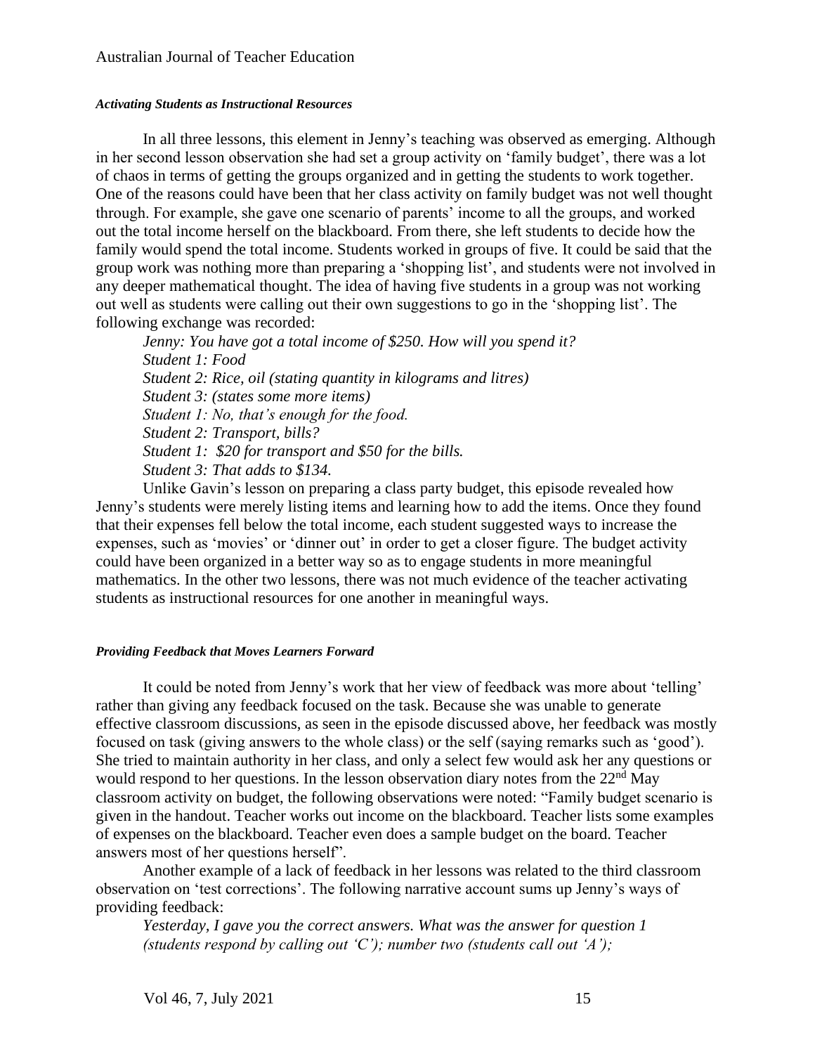#### *Activating Students as Instructional Resources*

In all three lessons, this element in Jenny's teaching was observed as emerging. Although in her second lesson observation she had set a group activity on 'family budget', there was a lot of chaos in terms of getting the groups organized and in getting the students to work together. One of the reasons could have been that her class activity on family budget was not well thought through. For example, she gave one scenario of parents' income to all the groups, and worked out the total income herself on the blackboard. From there, she left students to decide how the family would spend the total income. Students worked in groups of five. It could be said that the group work was nothing more than preparing a 'shopping list', and students were not involved in any deeper mathematical thought. The idea of having five students in a group was not working out well as students were calling out their own suggestions to go in the 'shopping list'. The following exchange was recorded:

*Jenny: You have got a total income of $250. How will you spend it?*
*Student 1: Food*
*Student 2: Rice, oil (stating quantity in kilograms and litres)*
*Student 3: (states some more items)*
*Student 1: No, that's enough for the food.*
*Student 2: Transport, bills?*
*Student 1: $20 for transport and $50 for the bills.*
*Student 3: That adds to $134.*

Unlike Gavin's lesson on preparing a class party budget, this episode revealed how Jenny's students were merely listing items and learning how to add the items. Once they found that their expenses fell below the total income, each student suggested ways to increase the expenses, such as 'movies' or 'dinner out' in order to get a closer figure. The budget activity could have been organized in a better way so as to engage students in more meaningful mathematics. In the other two lessons, there was not much evidence of the teacher activating students as instructional resources for one another in meaningful ways.

#### *Providing Feedback that Moves Learners Forward*

It could be noted from Jenny's work that her view of feedback was more about 'telling' rather than giving any feedback focused on the task. Because she was unable to generate effective classroom discussions, as seen in the episode discussed above, her feedback was mostly focused on task (giving answers to the whole class) or the self (saying remarks such as 'good'). She tried to maintain authority in her class, and only a select few would ask her any questions or would respond to her questions. In the lesson observation diary notes from the 22nd May classroom activity on budget, the following observations were noted: "Family budget scenario is given in the handout. Teacher works out income on the blackboard. Teacher lists some examples of expenses on the blackboard. Teacher even does a sample budget on the board. Teacher answers most of her questions herself".

Another example of a lack of feedback in her lessons was related to the third classroom observation on 'test corrections'. The following narrative account sums up Jenny's ways of providing feedback:

*Yesterday, I gave you the correct answers. What was the answer for question 1 (students respond by calling out 'C'); number two (students call out 'A');*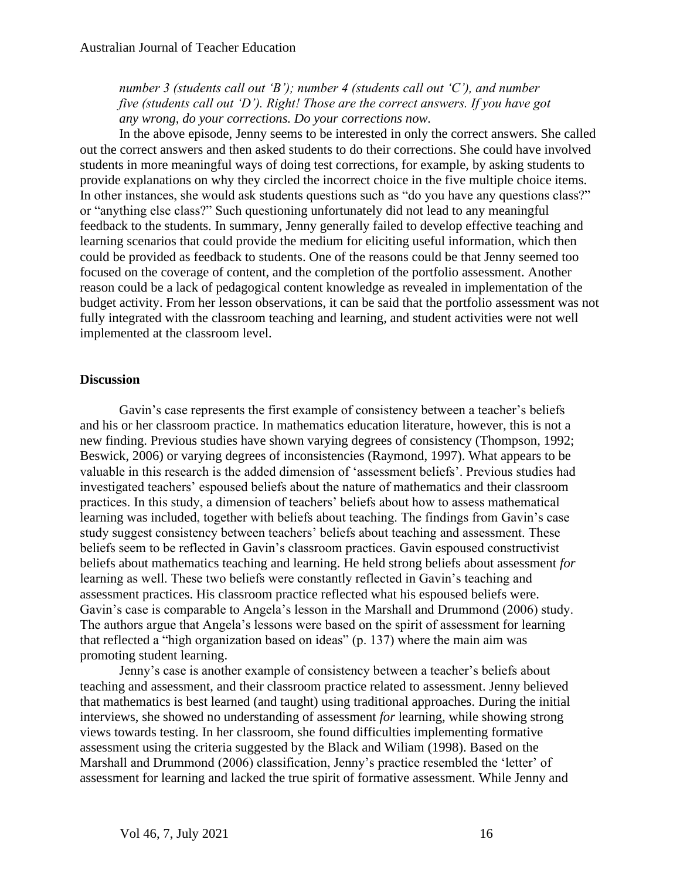*number 3 (students call out 'B'); number 4 (students call out 'C'), and number five (students call out 'D'). Right! Those are the correct answers. If you have got any wrong, do your corrections. Do your corrections now.*

In the above episode, Jenny seems to be interested in only the correct answers. She called out the correct answers and then asked students to do their corrections. She could have involved students in more meaningful ways of doing test corrections, for example, by asking students to provide explanations on why they circled the incorrect choice in the five multiple choice items. In other instances, she would ask students questions such as "do you have any questions class?" or "anything else class?" Such questioning unfortunately did not lead to any meaningful feedback to the students. In summary, Jenny generally failed to develop effective teaching and learning scenarios that could provide the medium for eliciting useful information, which then could be provided as feedback to students. One of the reasons could be that Jenny seemed too focused on the coverage of content, and the completion of the portfolio assessment. Another reason could be a lack of pedagogical content knowledge as revealed in implementation of the budget activity. From her lesson observations, it can be said that the portfolio assessment was not fully integrated with the classroom teaching and learning, and student activities were not well implemented at the classroom level.

## Discussion

Gavin's case represents the first example of consistency between a teacher's beliefs and his or her classroom practice. In mathematics education literature, however, this is not a new finding. Previous studies have shown varying degrees of consistency (Thompson, 1992; Beswick, 2006) or varying degrees of inconsistencies (Raymond, 1997). What appears to be valuable in this research is the added dimension of 'assessment beliefs'. Previous studies had investigated teachers' espoused beliefs about the nature of mathematics and their classroom practices. In this study, a dimension of teachers' beliefs about how to assess mathematical learning was included, together with beliefs about teaching. The findings from Gavin's case study suggest consistency between teachers' beliefs about teaching and assessment. These beliefs seem to be reflected in Gavin's classroom practices. Gavin espoused constructivist beliefs about mathematics teaching and learning. He held strong beliefs about assessment *for* learning as well. These two beliefs were constantly reflected in Gavin's teaching and assessment practices. His classroom practice reflected what his espoused beliefs were. Gavin's case is comparable to Angela's lesson in the Marshall and Drummond (2006) study. The authors argue that Angela's lessons were based on the spirit of assessment for learning that reflected a "high organization based on ideas" (p. 137) where the main aim was promoting student learning.

Jenny's case is another example of consistency between a teacher's beliefs about teaching and assessment, and their classroom practice related to assessment. Jenny believed that mathematics is best learned (and taught) using traditional approaches. During the initial interviews, she showed no understanding of assessment *for* learning, while showing strong views towards testing. In her classroom, she found difficulties implementing formative assessment using the criteria suggested by the Black and Wiliam (1998). Based on the Marshall and Drummond (2006) classification, Jenny's practice resembled the 'letter' of assessment for learning and lacked the true spirit of formative assessment. While Jenny and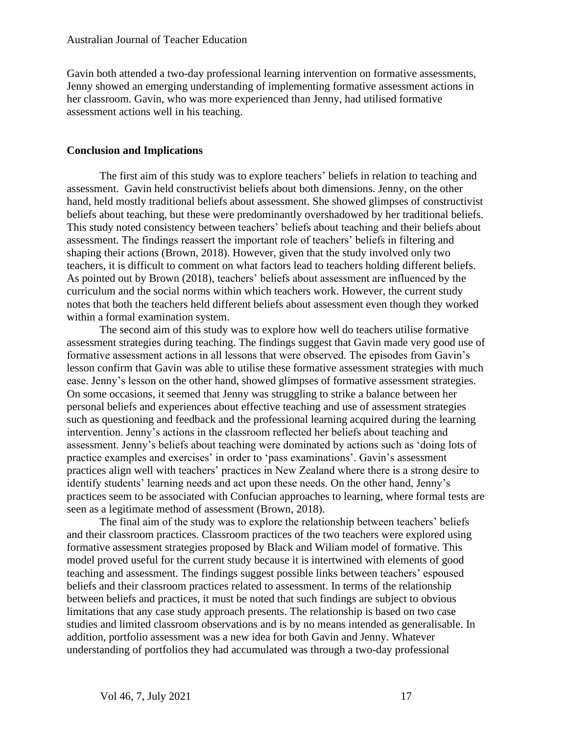Gavin both attended a two-day professional learning intervention on formative assessments, Jenny showed an emerging understanding of implementing formative assessment actions in her classroom. Gavin, who was more experienced than Jenny, had utilised formative assessment actions well in his teaching.

## Conclusion and Implications

The first aim of this study was to explore teachers' beliefs in relation to teaching and assessment. Gavin held constructivist beliefs about both dimensions. Jenny, on the other hand, held mostly traditional beliefs about assessment. She showed glimpses of constructivist beliefs about teaching, but these were predominantly overshadowed by her traditional beliefs. This study noted consistency between teachers' beliefs about teaching and their beliefs about assessment. The findings reassert the important role of teachers' beliefs in filtering and shaping their actions (Brown, 2018). However, given that the study involved only two teachers, it is difficult to comment on what factors lead to teachers holding different beliefs. As pointed out by Brown (2018), teachers' beliefs about assessment are influenced by the curriculum and the social norms within which teachers work. However, the current study notes that both the teachers held different beliefs about assessment even though they worked within a formal examination system.

The second aim of this study was to explore how well do teachers utilise formative assessment strategies during teaching. The findings suggest that Gavin made very good use of formative assessment actions in all lessons that were observed. The episodes from Gavin's lesson confirm that Gavin was able to utilise these formative assessment strategies with much ease. Jenny's lesson on the other hand, showed glimpses of formative assessment strategies. On some occasions, it seemed that Jenny was struggling to strike a balance between her personal beliefs and experiences about effective teaching and use of assessment strategies such as questioning and feedback and the professional learning acquired during the learning intervention. Jenny's actions in the classroom reflected her beliefs about teaching and assessment. Jenny's beliefs about teaching were dominated by actions such as 'doing lots of practice examples and exercises' in order to 'pass examinations'. Gavin's assessment practices align well with teachers' practices in New Zealand where there is a strong desire to identify students' learning needs and act upon these needs. On the other hand, Jenny's practices seem to be associated with Confucian approaches to learning, where formal tests are seen as a legitimate method of assessment (Brown, 2018).

The final aim of the study was to explore the relationship between teachers' beliefs and their classroom practices. Classroom practices of the two teachers were explored using formative assessment strategies proposed by Black and Wiliam model of formative. This model proved useful for the current study because it is intertwined with elements of good teaching and assessment. The findings suggest possible links between teachers' espoused beliefs and their classroom practices related to assessment. In terms of the relationship between beliefs and practices, it must be noted that such findings are subject to obvious limitations that any case study approach presents. The relationship is based on two case studies and limited classroom observations and is by no means intended as generalisable. In addition, portfolio assessment was a new idea for both Gavin and Jenny. Whatever understanding of portfolios they had accumulated was through a two-day professional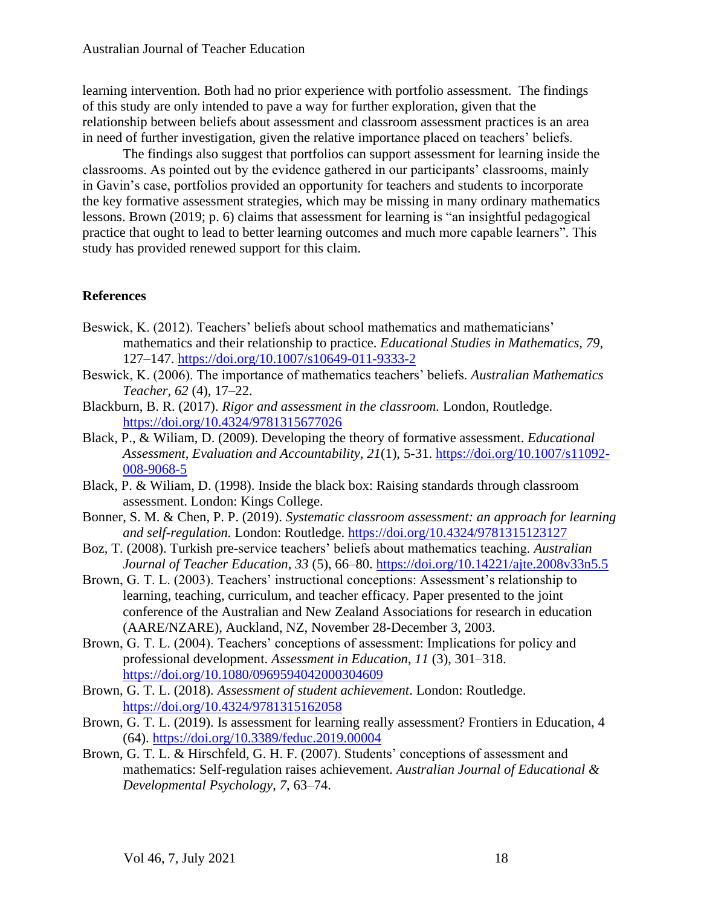learning intervention. Both had no prior experience with portfolio assessment. The findings of this study are only intended to pave a way for further exploration, given that the relationship between beliefs about assessment and classroom assessment practices is an area in need of further investigation, given the relative importance placed on teachers' beliefs.

The findings also suggest that portfolios can support assessment for learning inside the classrooms. As pointed out by the evidence gathered in our participants' classrooms, mainly in Gavin's case, portfolios provided an opportunity for teachers and students to incorporate the key formative assessment strategies, which may be missing in many ordinary mathematics lessons. Brown (2019; p. 6) claims that assessment for learning is "an insightful pedagogical practice that ought to lead to better learning outcomes and much more capable learners". This study has provided renewed support for this claim.

## References

Beswick, K. (2012). Teachers' beliefs about school mathematics and mathematicians' mathematics and their relationship to practice. *Educational Studies in Mathematics, 79*, 127–147. https://doi.org/10.1007/s10649-011-9333-2

Beswick, K. (2006). The importance of mathematics teachers' beliefs. *Australian Mathematics Teacher, 62* (4), 17–22.

Blackburn, B. R. (2017). *Rigor and assessment in the classroom.* London, Routledge. https://doi.org/10.4324/9781315677026

Black, P., & Wiliam, D. (2009). Developing the theory of formative assessment. *Educational Assessment, Evaluation and Accountability, 21*(1), 5-31. https://doi.org/10.1007/s11092-008-9068-5

Black, P. & Wiliam, D. (1998). Inside the black box: Raising standards through classroom assessment. London: Kings College.

Bonner, S. M. & Chen, P. P. (2019). *Systematic classroom assessment: an approach for learning and self-regulation.* London: Routledge. https://doi.org/10.4324/9781315123127

Boz, T. (2008). Turkish pre-service teachers' beliefs about mathematics teaching. *Australian Journal of Teacher Education, 33* (5), 66–80. https://doi.org/10.14221/ajte.2008v33n5.5

Brown, G. T. L. (2003). Teachers' instructional conceptions: Assessment's relationship to learning, teaching, curriculum, and teacher efficacy. Paper presented to the joint conference of the Australian and New Zealand Associations for research in education (AARE/NZARE), Auckland, NZ, November 28-December 3, 2003.

Brown, G. T. L. (2004). Teachers' conceptions of assessment: Implications for policy and professional development. *Assessment in Education, 11* (3), 301–318. https://doi.org/10.1080/0969594042000304609

Brown, G. T. L. (2018). *Assessment of student achievement*. London: Routledge. https://doi.org/10.4324/9781315162058

Brown, G. T. L. (2019). Is assessment for learning really assessment? Frontiers in Education, 4 (64). https://doi.org/10.3389/feduc.2019.00004

Brown, G. T. L. & Hirschfeld, G. H. F. (2007). Students' conceptions of assessment and mathematics: Self-regulation raises achievement. *Australian Journal of Educational & Developmental Psychology, 7*, 63–74.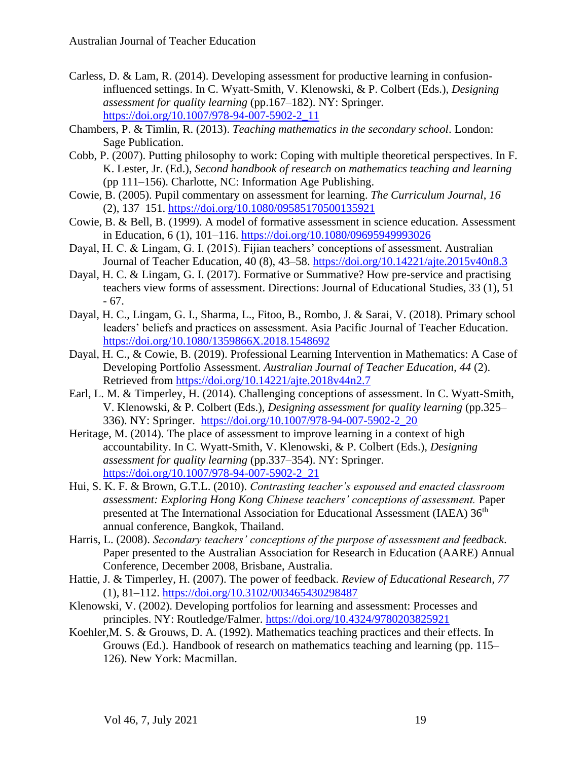Carless, D. & Lam, R. (2014). Developing assessment for productive learning in confusion-influenced settings. In C. Wyatt-Smith, V. Klenowski, & P. Colbert (Eds.), *Designing assessment for quality learning* (pp.167–182). NY: Springer. https://doi.org/10.1007/978-94-007-5902-2_11

Chambers, P. & Timlin, R. (2013). *Teaching mathematics in the secondary school*. London: Sage Publication.

Cobb, P. (2007). Putting philosophy to work: Coping with multiple theoretical perspectives. In F. K. Lester, Jr. (Ed.), *Second handbook of research on mathematics teaching and learning* (pp 111–156). Charlotte, NC: Information Age Publishing.

Cowie, B. (2005). Pupil commentary on assessment for learning. *The Curriculum Journal*, *16* (2), 137–151. https://doi.org/10.1080/09585170500135921

Cowie, B. & Bell, B. (1999). A model of formative assessment in science education. Assessment in Education, 6 (1), 101–116. https://doi.org/10.1080/09695949993026

Dayal, H. C. & Lingam, G. I. (2015). Fijian teachers' conceptions of assessment. Australian Journal of Teacher Education, 40 (8), 43–58. https://doi.org/10.14221/ajte.2015v40n8.3

Dayal, H. C. & Lingam, G. I. (2017). Formative or Summative? How pre-service and practising teachers view forms of assessment. Directions: Journal of Educational Studies, 33 (1), 51 - 67.

Dayal, H. C., Lingam, G. I., Sharma, L., Fitoo, B., Rombo, J. & Sarai, V. (2018). Primary school leaders' beliefs and practices on assessment. Asia Pacific Journal of Teacher Education. https://doi.org/10.1080/1359866X.2018.1548692

Dayal, H. C., & Cowie, B. (2019). Professional Learning Intervention in Mathematics: A Case of Developing Portfolio Assessment. *Australian Journal of Teacher Education, 44* (2). Retrieved from https://doi.org/10.14221/ajte.2018v44n2.7

Earl, L. M. & Timperley, H. (2014). Challenging conceptions of assessment. In C. Wyatt-Smith, V. Klenowski, & P. Colbert (Eds.), *Designing assessment for quality learning* (pp.325–336). NY: Springer. https://doi.org/10.1007/978-94-007-5902-2_20

Heritage, M. (2014). The place of assessment to improve learning in a context of high accountability. In C. Wyatt-Smith, V. Klenowski, & P. Colbert (Eds.), *Designing assessment for quality learning* (pp.337–354). NY: Springer. https://doi.org/10.1007/978-94-007-5902-2_21

Hui, S. K. F. & Brown, G.T.L. (2010). *Contrasting teacher's espoused and enacted classroom assessment: Exploring Hong Kong Chinese teachers' conceptions of assessment.* Paper presented at The International Association for Educational Assessment (IAEA) 36th annual conference, Bangkok, Thailand.

Harris, L. (2008). *Secondary teachers' conceptions of the purpose of assessment and feedback.* Paper presented to the Australian Association for Research in Education (AARE) Annual Conference, December 2008, Brisbane, Australia.

Hattie, J. & Timperley, H. (2007). The power of feedback. *Review of Educational Research, 77* (1), 81–112. https://doi.org/10.3102/003465430298487

Klenowski, V. (2002). Developing portfolios for learning and assessment: Processes and principles. NY: Routledge/Falmer. https://doi.org/10.4324/9780203825921

Koehler,M. S. & Grouws, D. A. (1992). Mathematics teaching practices and their effects. In Grouws (Ed.). Handbook of research on mathematics teaching and learning (pp. 115–126). New York: Macmillan.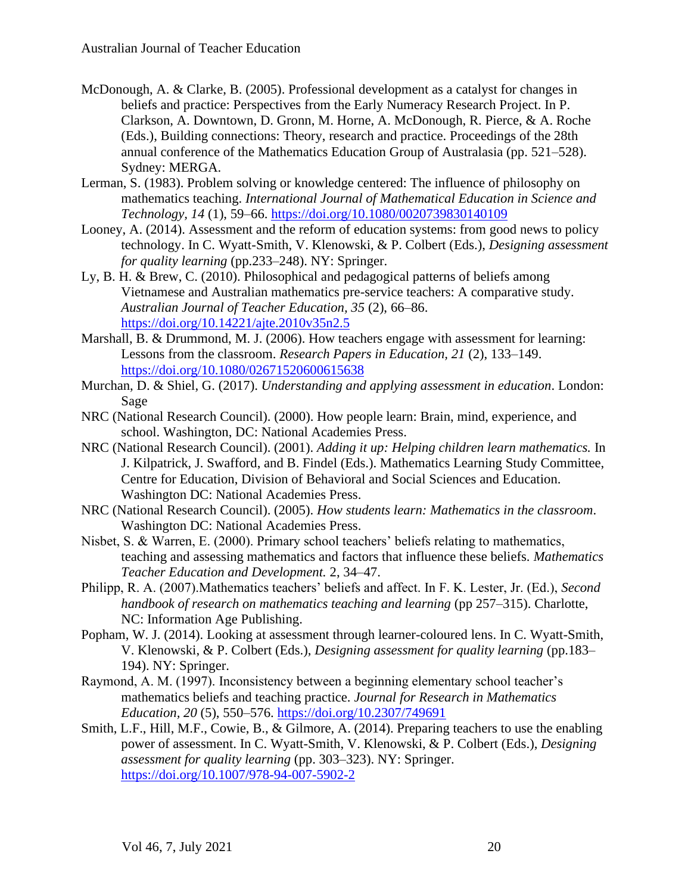McDonough, A. & Clarke, B. (2005). Professional development as a catalyst for changes in beliefs and practice: Perspectives from the Early Numeracy Research Project. In P. Clarkson, A. Downtown, D. Gronn, M. Horne, A. McDonough, R. Pierce, & A. Roche (Eds.), Building connections: Theory, research and practice. Proceedings of the 28th annual conference of the Mathematics Education Group of Australasia (pp. 521–528). Sydney: MERGA.

Lerman, S. (1983). Problem solving or knowledge centered: The influence of philosophy on mathematics teaching. *International Journal of Mathematical Education in Science and Technology, 14* (1), 59–66. https://doi.org/10.1080/0020739830140109

Looney, A. (2014). Assessment and the reform of education systems: from good news to policy technology. In C. Wyatt-Smith, V. Klenowski, & P. Colbert (Eds.), *Designing assessment for quality learning* (pp.233–248). NY: Springer.

Ly, B. H. & Brew, C. (2010). Philosophical and pedagogical patterns of beliefs among Vietnamese and Australian mathematics pre-service teachers: A comparative study. *Australian Journal of Teacher Education, 35* (2), 66–86. https://doi.org/10.14221/ajte.2010v35n2.5

Marshall, B. & Drummond, M. J. (2006). How teachers engage with assessment for learning: Lessons from the classroom. *Research Papers in Education, 21* (2), 133–149. https://doi.org/10.1080/02671520600615638

Murchan, D. & Shiel, G. (2017). *Understanding and applying assessment in education*. London: Sage

NRC (National Research Council). (2000). How people learn: Brain, mind, experience, and school. Washington, DC: National Academies Press.

NRC (National Research Council). (2001). *Adding it up: Helping children learn mathematics.* In J. Kilpatrick, J. Swafford, and B. Findel (Eds.). Mathematics Learning Study Committee, Centre for Education, Division of Behavioral and Social Sciences and Education. Washington DC: National Academies Press.

NRC (National Research Council). (2005). *How students learn: Mathematics in the classroom*. Washington DC: National Academies Press.

Nisbet, S. & Warren, E. (2000). Primary school teachers' beliefs relating to mathematics, teaching and assessing mathematics and factors that influence these beliefs. *Mathematics Teacher Education and Development.* 2, 34–47.

Philipp, R. A. (2007).Mathematics teachers' beliefs and affect. In F. K. Lester, Jr. (Ed.), *Second handbook of research on mathematics teaching and learning* (pp 257–315). Charlotte, NC: Information Age Publishing.

Popham, W. J. (2014). Looking at assessment through learner-coloured lens. In C. Wyatt-Smith, V. Klenowski, & P. Colbert (Eds.), *Designing assessment for quality learning* (pp.183–194). NY: Springer.

Raymond, A. M. (1997). Inconsistency between a beginning elementary school teacher's mathematics beliefs and teaching practice. *Journal for Research in Mathematics Education, 20* (5), 550–576. https://doi.org/10.2307/749691

Smith, L.F., Hill, M.F., Cowie, B., & Gilmore, A. (2014). Preparing teachers to use the enabling power of assessment. In C. Wyatt-Smith, V. Klenowski, & P. Colbert (Eds.), *Designing assessment for quality learning* (pp. 303–323). NY: Springer. https://doi.org/10.1007/978-94-007-5902-2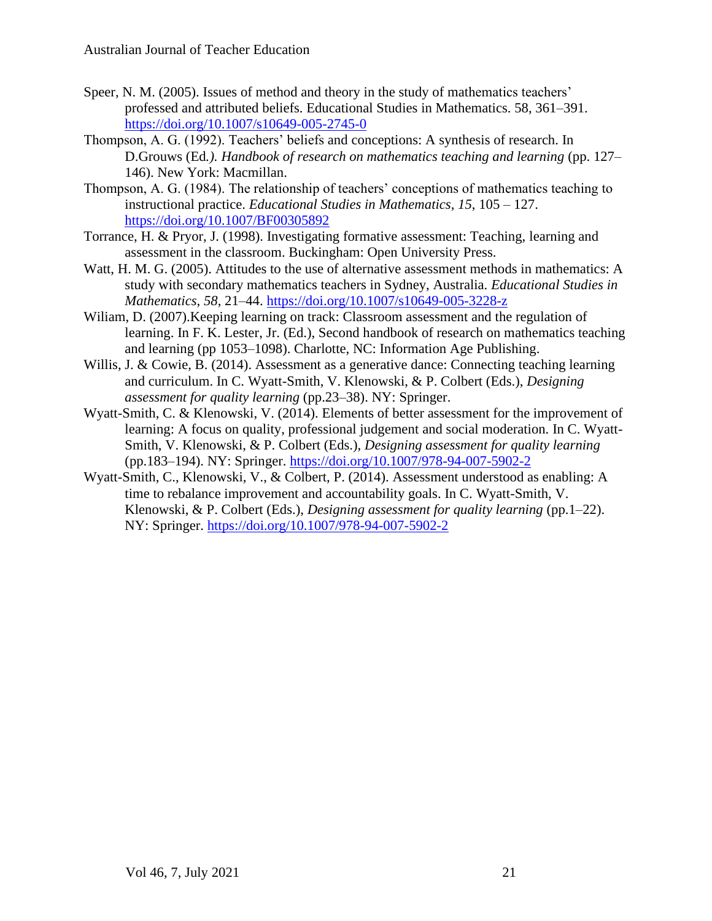Speer, N. M. (2005). Issues of method and theory in the study of mathematics teachers' professed and attributed beliefs. Educational Studies in Mathematics. 58, 361–391. https://doi.org/10.1007/s10649-005-2745-0

Thompson, A. G. (1992). Teachers' beliefs and conceptions: A synthesis of research. In D.Grouws (Ed*.). Handbook of research on mathematics teaching and learning* (pp. 127–146). New York: Macmillan.

Thompson, A. G. (1984). The relationship of teachers' conceptions of mathematics teaching to instructional practice. *Educational Studies in Mathematics, 15*, 105 – 127. https://doi.org/10.1007/BF00305892

Torrance, H. & Pryor, J. (1998). Investigating formative assessment: Teaching, learning and assessment in the classroom. Buckingham: Open University Press.

Watt, H. M. G. (2005). Attitudes to the use of alternative assessment methods in mathematics: A study with secondary mathematics teachers in Sydney, Australia. *Educational Studies in Mathematics*, *58*, 21–44. https://doi.org/10.1007/s10649-005-3228-z

Wiliam, D. (2007).Keeping learning on track: Classroom assessment and the regulation of learning. In F. K. Lester, Jr. (Ed.), Second handbook of research on mathematics teaching and learning (pp 1053–1098). Charlotte, NC: Information Age Publishing.

Willis, J. & Cowie, B. (2014). Assessment as a generative dance: Connecting teaching learning and curriculum. In C. Wyatt-Smith, V. Klenowski, & P. Colbert (Eds.), *Designing assessment for quality learning* (pp.23–38). NY: Springer.

Wyatt-Smith, C. & Klenowski, V. (2014). Elements of better assessment for the improvement of learning: A focus on quality, professional judgement and social moderation. In C. Wyatt-Smith, V. Klenowski, & P. Colbert (Eds.), *Designing assessment for quality learning* (pp.183–194). NY: Springer. https://doi.org/10.1007/978-94-007-5902-2

Wyatt-Smith, C., Klenowski, V., & Colbert, P. (2014). Assessment understood as enabling: A time to rebalance improvement and accountability goals. In C. Wyatt-Smith, V. Klenowski, & P. Colbert (Eds.), *Designing assessment for quality learning* (pp.1–22). NY: Springer. https://doi.org/10.1007/978-94-007-5902-2